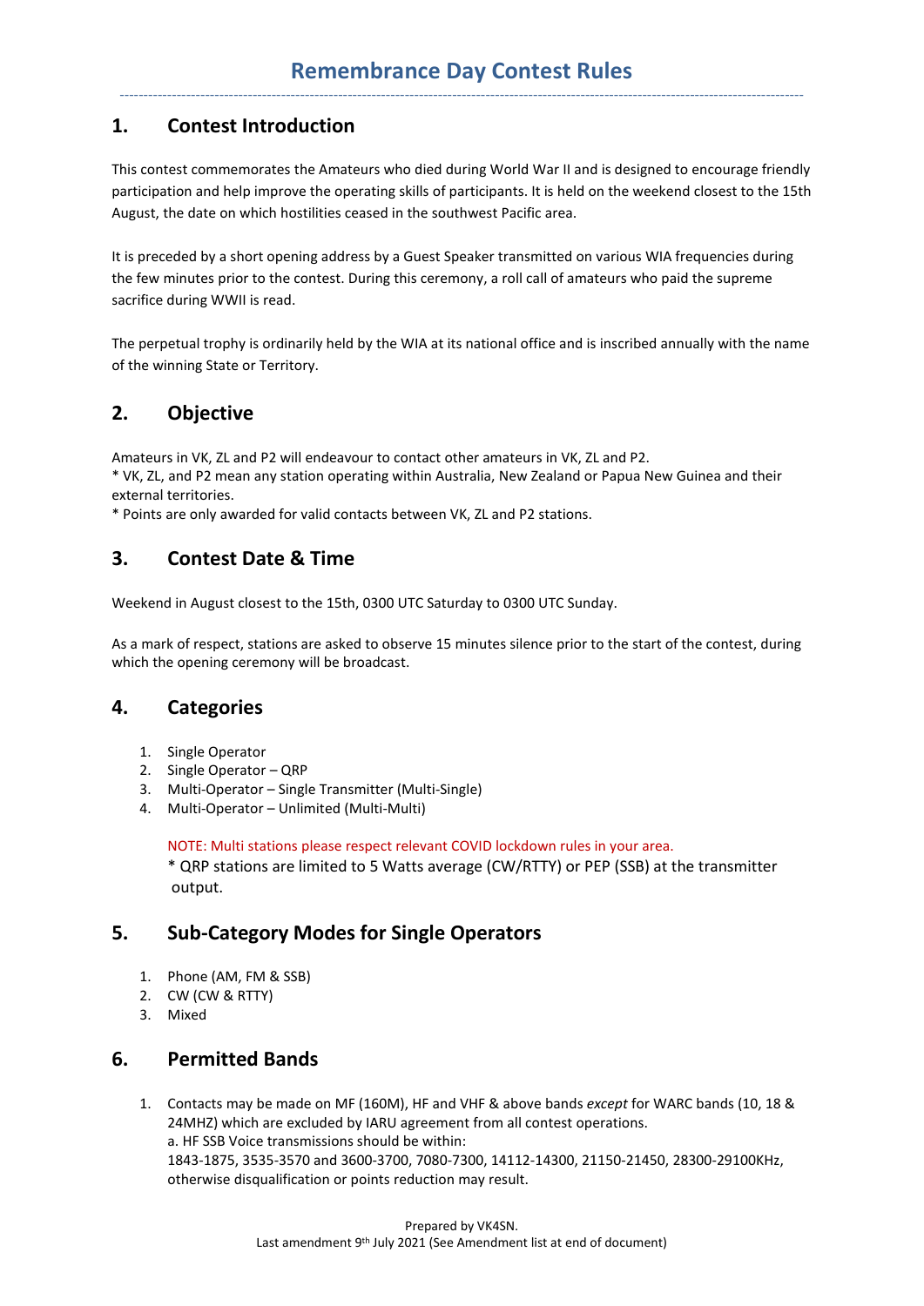# Remembrance Day Contest Rules

## 1. Contest Introduction

This contest commemorates the Amateurs who died during World War II and is designed to encourage friendly participation and help improve the operating skills of participants. It is held on the weekend closest to the 15th August, the date on which hostilities ceased in the southwest Pacific area.

It is preceded by a short opening address by a Guest Speaker transmitted on various WIA frequencies during the few minutes prior to the contest. During this ceremony, a roll call of amateurs who paid the supreme sacrifice during WWII is read.

The perpetual trophy is ordinarily held by the WIA at its national office and is inscribed annually with the name of the winning State or Territory.

## 2. Objective

Amateurs in VK, ZL and P2 will endeavour to contact other amateurs in VK, ZL and P2.
* VK, ZL, and P2 mean any station operating within Australia, New Zealand or Papua New Guinea and their external territories.
* Points are only awarded for valid contacts between VK, ZL and P2 stations.

## 3. Contest Date & Time

Weekend in August closest to the 15th, 0300 UTC Saturday to 0300 UTC Sunday.

As a mark of respect, stations are asked to observe 15 minutes silence prior to the start of the contest, during which the opening ceremony will be broadcast.

## 4. Categories

1. Single Operator
2. Single Operator – QRP
3. Multi-Operator – Single Transmitter (Multi-Single)
4. Multi-Operator – Unlimited (Multi-Multi)

NOTE: Multi stations please respect relevant COVID lockdown rules in your area.

* QRP stations are limited to 5 Watts average (CW/RTTY) or PEP (SSB) at the transmitter output.

## 5. Sub-Category Modes for Single Operators

1. Phone (AM, FM & SSB)
2. CW (CW & RTTY)
3. Mixed

## 6. Permitted Bands

1. Contacts may be made on MF (160M), HF and VHF & above bands *except* for WARC bands (10, 18 & 24MHZ) which are excluded by IARU agreement from all contest operations.
   a. HF SSB Voice transmissions should be within:
   1843-1875, 3535-3570 and 3600-3700, 7080-7300, 14112-14300, 21150-21450, 28300-29100KHz, otherwise disqualification or points reduction may result.

Prepared by VK4SN.
Last amendment 9th July 2021 (See Amendment list at end of document)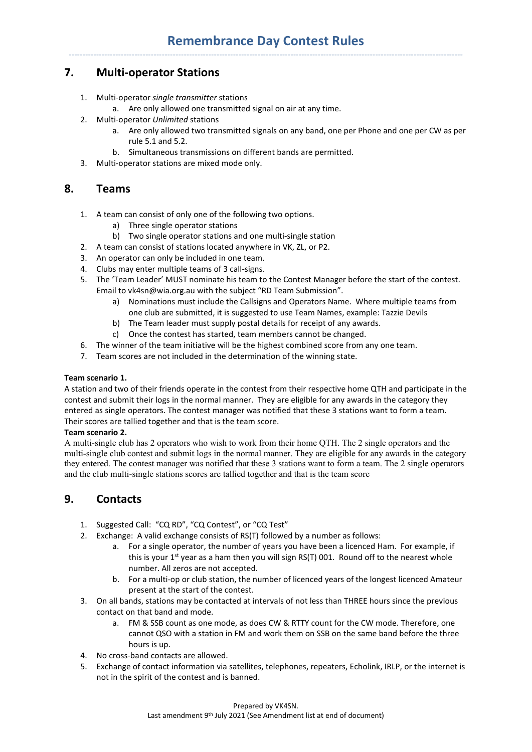## 7. Multi-operator Stations

1. Multi-operator *single transmitter* stations
    a. Are only allowed one transmitted signal on air at any time.
2. Multi-operator *Unlimited* stations
    a. Are only allowed two transmitted signals on any band, one per Phone and one per CW as per rule 5.1 and 5.2.
    b. Simultaneous transmissions on different bands are permitted.
3. Multi-operator stations are mixed mode only.

## 8. Teams

1. A team can consist of only one of the following two options.
    a) Three single operator stations
    b) Two single operator stations and one multi-single station
2. A team can consist of stations located anywhere in VK, ZL, or P2.
3. An operator can only be included in one team.
4. Clubs may enter multiple teams of 3 call-signs.
5. The 'Team Leader' MUST nominate his team to the Contest Manager before the start of the contest. Email to vk4sn@wia.org.au with the subject "RD Team Submission".
    a) Nominations must include the Callsigns and Operators Name. Where multiple teams from one club are submitted, it is suggested to use Team Names, example: Tazzie Devils
    b) The Team leader must supply postal details for receipt of any awards.
    c) Once the contest has started, team members cannot be changed.
6. The winner of the team initiative will be the highest combined score from any one team.
7. Team scores are not included in the determination of the winning state.

**Team scenario 1.**
A station and two of their friends operate in the contest from their respective home QTH and participate in the contest and submit their logs in the normal manner. They are eligible for any awards in the category they entered as single operators. The contest manager was notified that these 3 stations want to form a team. Their scores are tallied together and that is the team score.

**Team scenario 2.**
A multi-single club has 2 operators who wish to work from their home QTH. The 2 single operators and the multi-single club contest and submit logs in the normal manner. They are eligible for any awards in the category they entered. The contest manager was notified that these 3 stations want to form a team. The 2 single operators and the club multi-single stations scores are tallied together and that is the team score

## 9. Contacts

1. Suggested Call: "CQ RD", "CQ Contest", or "CQ Test"
2. Exchange: A valid exchange consists of RS(T) followed by a number as follows:
    a. For a single operator, the number of years you have been a licenced Ham. For example, if this is your 1st year as a ham then you will sign RS(T) 001. Round off to the nearest whole number. All zeros are not accepted.
    b. For a multi-op or club station, the number of licenced years of the longest licenced Amateur present at the start of the contest.
3. On all bands, stations may be contacted at intervals of not less than THREE hours since the previous contact on that band and mode.
    a. FM & SSB count as one mode, as does CW & RTTY count for the CW mode. Therefore, one cannot QSO with a station in FM and work them on SSB on the same band before the three hours is up.
4. No cross-band contacts are allowed.
5. Exchange of contact information via satellites, telephones, repeaters, Echolink, IRLP, or the internet is not in the spirit of the contest and is banned.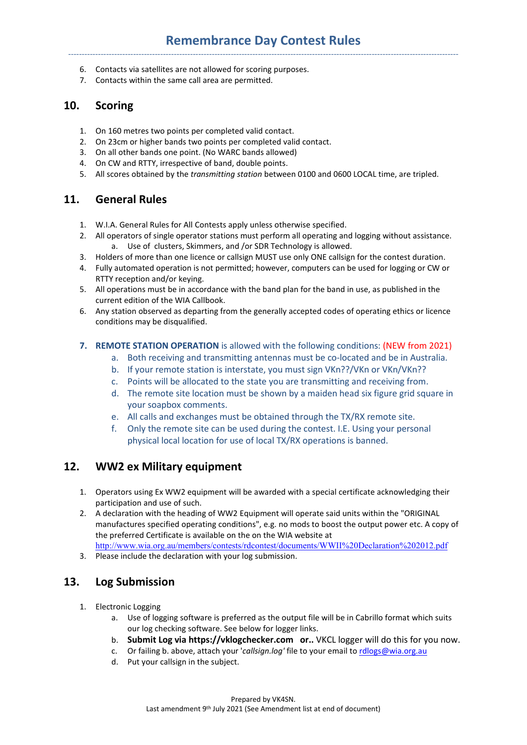6. Contacts via satellites are not allowed for scoring purposes.
7. Contacts within the same call area are permitted.

## 10. Scoring

1. On 160 metres two points per completed valid contact.
2. On 23cm or higher bands two points per completed valid contact.
3. On all other bands one point. (No WARC bands allowed)
4. On CW and RTTY, irrespective of band, double points.
5. All scores obtained by the *transmitting station* between 0100 and 0600 LOCAL time, are tripled.

## 11. General Rules

1. W.I.A. General Rules for All Contests apply unless otherwise specified.
2. All operators of single operator stations must perform all operating and logging without assistance.
   a. Use of clusters, Skimmers, and /or SDR Technology is allowed.
3. Holders of more than one licence or callsign MUST use only ONE callsign for the contest duration.
4. Fully automated operation is not permitted; however, computers can be used for logging or CW or RTTY reception and/or keying.
5. All operations must be in accordance with the band plan for the band in use, as published in the current edition of the WIA Callbook.
6. Any station observed as departing from the generally accepted codes of operating ethics or licence conditions may be disqualified.
7. **REMOTE STATION OPERATION** is allowed with the following conditions: (NEW from 2021)
   a. Both receiving and transmitting antennas must be co-located and be in Australia.
   b. If your remote station is interstate, you must sign VKn??/VKn or VKn/VKn??
   c. Points will be allocated to the state you are transmitting and receiving from.
   d. The remote site location must be shown by a maiden head six figure grid square in your soapbox comments.
   e. All calls and exchanges must be obtained through the TX/RX remote site.
   f. Only the remote site can be used during the contest. I.E. Using your personal physical local location for use of local TX/RX operations is banned.

## 12. WW2 ex Military equipment

1. Operators using Ex WW2 equipment will be awarded with a special certificate acknowledging their participation and use of such.
2. A declaration with the heading of WW2 Equipment will operate said units within the "ORIGINAL manufactures specified operating conditions", e.g. no mods to boost the output power etc. A copy of the preferred Certificate is available on the on the WIA website at http://www.wia.org.au/members/contests/rdcontest/documents/WWII%20Declaration%202012.pdf
3. Please include the declaration with your log submission.

## 13. Log Submission

1. Electronic Logging
   a. Use of logging software is preferred as the output file will be in Cabrillo format which suits our log checking software. See below for logger links.
   b. **Submit Log via https://vklogchecker.com or..** VKCL logger will do this for you now.
   c. Or failing b. above, attach your '*callsign.log*' file to your email to rdlogs@wia.org.au
   d. Put your callsign in the subject.

Prepared by VK4SN.
Last amendment 9th July 2021 (See Amendment list at end of document)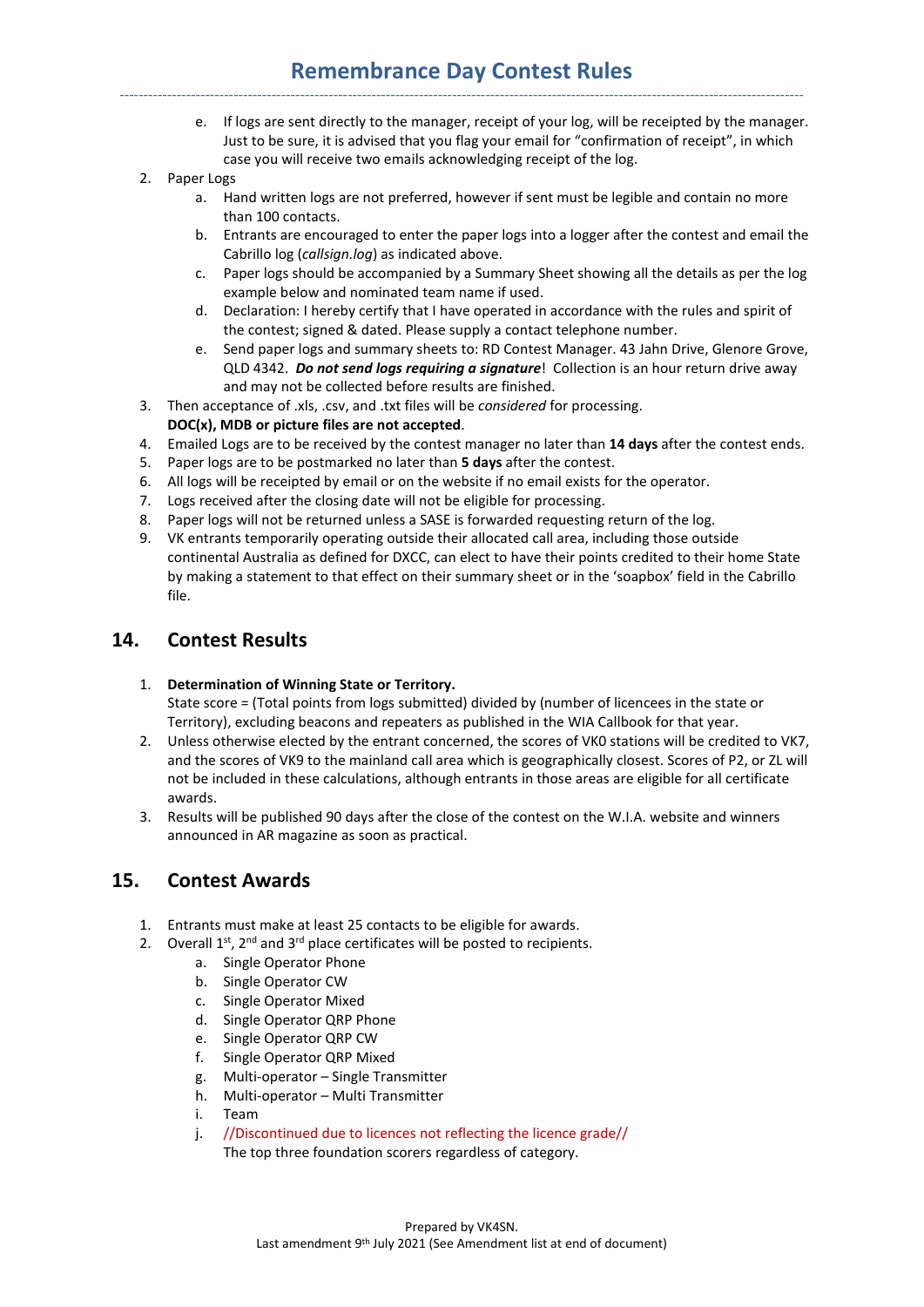e. If logs are sent directly to the manager, receipt of your log, will be receipted by the manager. Just to be sure, it is advised that you flag your email for "confirmation of receipt", in which case you will receive two emails acknowledging receipt of the log.

2. Paper Logs
   a. Hand written logs are not preferred, however if sent must be legible and contain no more than 100 contacts.
   b. Entrants are encouraged to enter the paper logs into a logger after the contest and email the Cabrillo log (*callsign.log*) as indicated above.
   c. Paper logs should be accompanied by a Summary Sheet showing all the details as per the log example below and nominated team name if used.
   d. Declaration: I hereby certify that I have operated in accordance with the rules and spirit of the contest; signed & dated. Please supply a contact telephone number.
   e. Send paper logs and summary sheets to: RD Contest Manager. 43 Jahn Drive, Glenore Grove, QLD 4342. ***Do not send logs requiring a signature***! Collection is an hour return drive away and may not be collected before results are finished.
3. Then acceptance of .xls, .csv, and .txt files will be *considered* for processing.
   **DOC(x), MDB or picture files are not accepted**.
4. Emailed Logs are to be received by the contest manager no later than **14 days** after the contest ends.
5. Paper logs are to be postmarked no later than **5 days** after the contest.
6. All logs will be receipted by email or on the website if no email exists for the operator.
7. Logs received after the closing date will not be eligible for processing.
8. Paper logs will not be returned unless a SASE is forwarded requesting return of the log.
9. VK entrants temporarily operating outside their allocated call area, including those outside continental Australia as defined for DXCC, can elect to have their points credited to their home State by making a statement to that effect on their summary sheet or in the 'soapbox' field in the Cabrillo file.

## 14. Contest Results

1. **Determination of Winning State or Territory.**
   State score = (Total points from logs submitted) divided by (number of licencees in the state or Territory), excluding beacons and repeaters as published in the WIA Callbook for that year.
2. Unless otherwise elected by the entrant concerned, the scores of VK0 stations will be credited to VK7, and the scores of VK9 to the mainland call area which is geographically closest. Scores of P2, or ZL will not be included in these calculations, although entrants in those areas are eligible for all certificate awards.
3. Results will be published 90 days after the close of the contest on the W.I.A. website and winners announced in AR magazine as soon as practical.

## 15. Contest Awards

1. Entrants must make at least 25 contacts to be eligible for awards.
2. Overall 1st, 2nd and 3rd place certificates will be posted to recipients.
   a. Single Operator Phone
   b. Single Operator CW
   c. Single Operator Mixed
   d. Single Operator QRP Phone
   e. Single Operator QRP CW
   f. Single Operator QRP Mixed
   g. Multi-operator – Single Transmitter
   h. Multi-operator – Multi Transmitter
   i. Team
   j. //Discontinued due to licences not reflecting the licence grade//
      The top three foundation scorers regardless of category.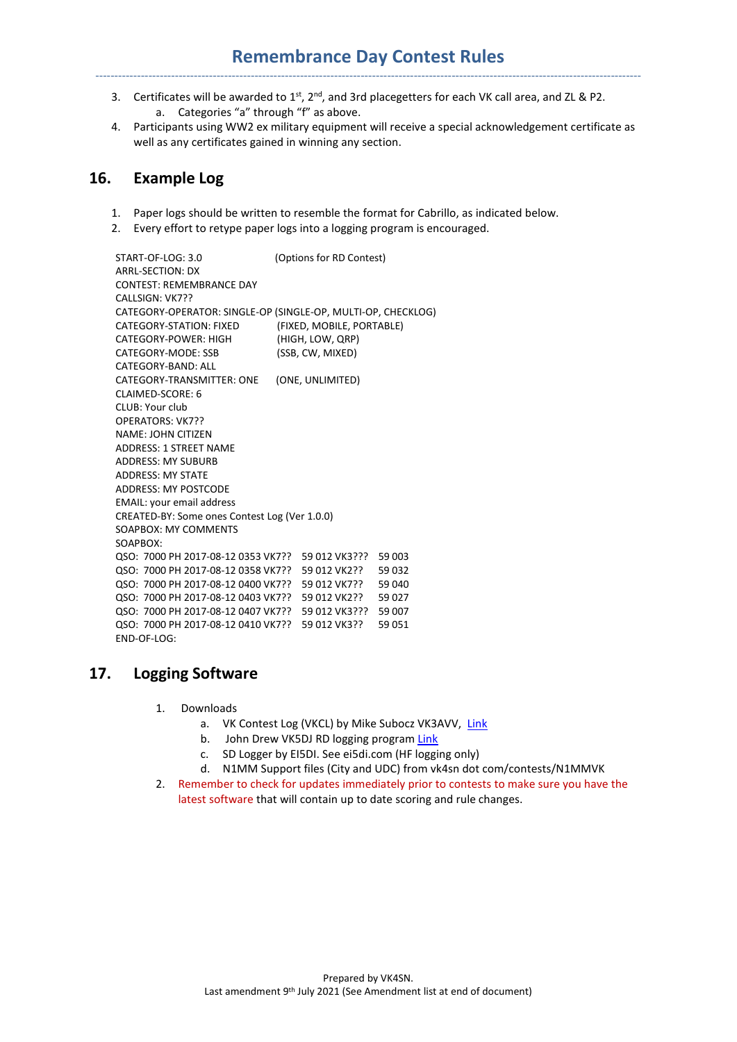3. Certificates will be awarded to 1st, 2nd, and 3rd placegetters for each VK call area, and ZL & P2.
    a. Categories "a" through "f" as above.
4. Participants using WW2 ex military equipment will receive a special acknowledgement certificate as well as any certificates gained in winning any section.

## 16. Example Log

1. Paper logs should be written to resemble the format for Cabrillo, as indicated below.
2. Every effort to retype paper logs into a logging program is encouraged.

```
START-OF-LOG: 3.0                  (Options for RD Contest)
ARRL-SECTION: DX
CONTEST: REMEMBRANCE DAY
CALLSIGN: VK7??
CATEGORY-OPERATOR: SINGLE-OP (SINGLE-OP, MULTI-OP, CHECKLOG)
CATEGORY-STATION: FIXED            (FIXED, MOBILE, PORTABLE)
CATEGORY-POWER: HIGH               (HIGH, LOW, QRP)
CATEGORY-MODE: SSB                 (SSB, CW, MIXED)
CATEGORY-BAND: ALL
CATEGORY-TRANSMITTER: ONE          (ONE, UNLIMITED)
CLAIMED-SCORE: 6
CLUB: Your club
OPERATORS: VK7??
NAME: JOHN CITIZEN
ADDRESS: 1 STREET NAME
ADDRESS: MY SUBURB
ADDRESS: MY STATE
ADDRESS: MY POSTCODE
EMAIL: your email address
CREATED-BY: Some ones Contest Log (Ver 1.0.0)
SOAPBOX: MY COMMENTS
SOAPBOX:
QSO:  7000 PH 2017-08-12 0353 VK7??   59 012 VK3???   59 003
QSO:  7000 PH 2017-08-12 0358 VK7??   59 012 VK2??    59 032
QSO:  7000 PH 2017-08-12 0400 VK7??   59 012 VK7??    59 040
QSO:  7000 PH 2017-08-12 0403 VK7??   59 012 VK2??    59 027
QSO:  7000 PH 2017-08-12 0407 VK7??   59 012 VK3???   59 007
QSO:  7000 PH 2017-08-12 0410 VK7??   59 012 VK3??    59 051
END-OF-LOG:
```

## 17. Logging Software

1. Downloads
    a. VK Contest Log (VKCL) by Mike Subocz VK3AVV, Link
    b. John Drew VK5DJ RD logging program Link
    c. SD Logger by EI5DI. See ei5di.com (HF logging only)
    d. N1MM Support files (City and UDC) from vk4sn dot com/contests/N1MMVK
2. Remember to check for updates immediately prior to contests to make sure you have the latest software that will contain up to date scoring and rule changes.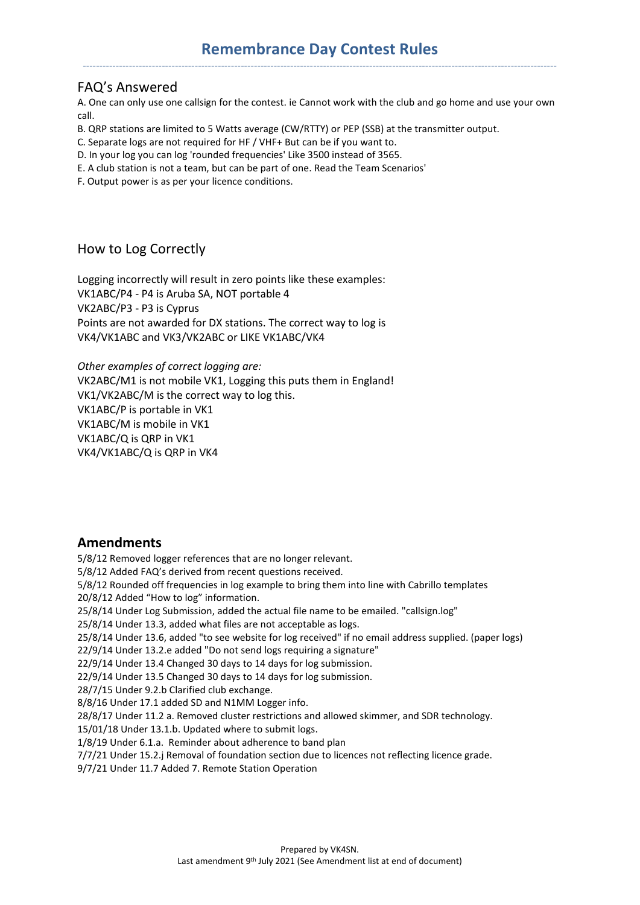## FAQ's Answered

A. One can only use one callsign for the contest. ie Cannot work with the club and go home and use your own call.

B. QRP stations are limited to 5 Watts average (CW/RTTY) or PEP (SSB) at the transmitter output.

C. Separate logs are not required for HF / VHF+ But can be if you want to.

D. In your log you can log 'rounded frequencies' Like 3500 instead of 3565.

E. A club station is not a team, but can be part of one. Read the Team Scenarios'

F. Output power is as per your licence conditions.

## How to Log Correctly

Logging incorrectly will result in zero points like these examples:
VK1ABC/P4 - P4 is Aruba SA, NOT portable 4
VK2ABC/P3 - P3 is Cyprus
Points are not awarded for DX stations. The correct way to log is
VK4/VK1ABC and VK3/VK2ABC or LIKE VK1ABC/VK4

*Other examples of correct logging are:*
VK2ABC/M1 is not mobile VK1, Logging this puts them in England!
VK1/VK2ABC/M is the correct way to log this.
VK1ABC/P is portable in VK1
VK1ABC/M is mobile in VK1
VK1ABC/Q is QRP in VK1
VK4/VK1ABC/Q is QRP in VK4

## Amendments

5/8/12 Removed logger references that are no longer relevant.
5/8/12 Added FAQ's derived from recent questions received.
5/8/12 Rounded off frequencies in log example to bring them into line with Cabrillo templates
20/8/12 Added "How to log" information.
25/8/14 Under Log Submission, added the actual file name to be emailed. "callsign.log"
25/8/14 Under 13.3, added what files are not acceptable as logs.
25/8/14 Under 13.6, added "to see website for log received" if no email address supplied. (paper logs)
22/9/14 Under 13.2.e added "Do not send logs requiring a signature"
22/9/14 Under 13.4 Changed 30 days to 14 days for log submission.
22/9/14 Under 13.5 Changed 30 days to 14 days for log submission.
28/7/15 Under 9.2.b Clarified club exchange.
8/8/16 Under 17.1 added SD and N1MM Logger info.
28/8/17 Under 11.2 a. Removed cluster restrictions and allowed skimmer, and SDR technology.
15/01/18 Under 13.1.b. Updated where to submit logs.
1/8/19 Under 6.1.a. Reminder about adherence to band plan
7/7/21 Under 15.2.j Removal of foundation section due to licences not reflecting licence grade.
9/7/21 Under 11.7 Added 7. Remote Station Operation